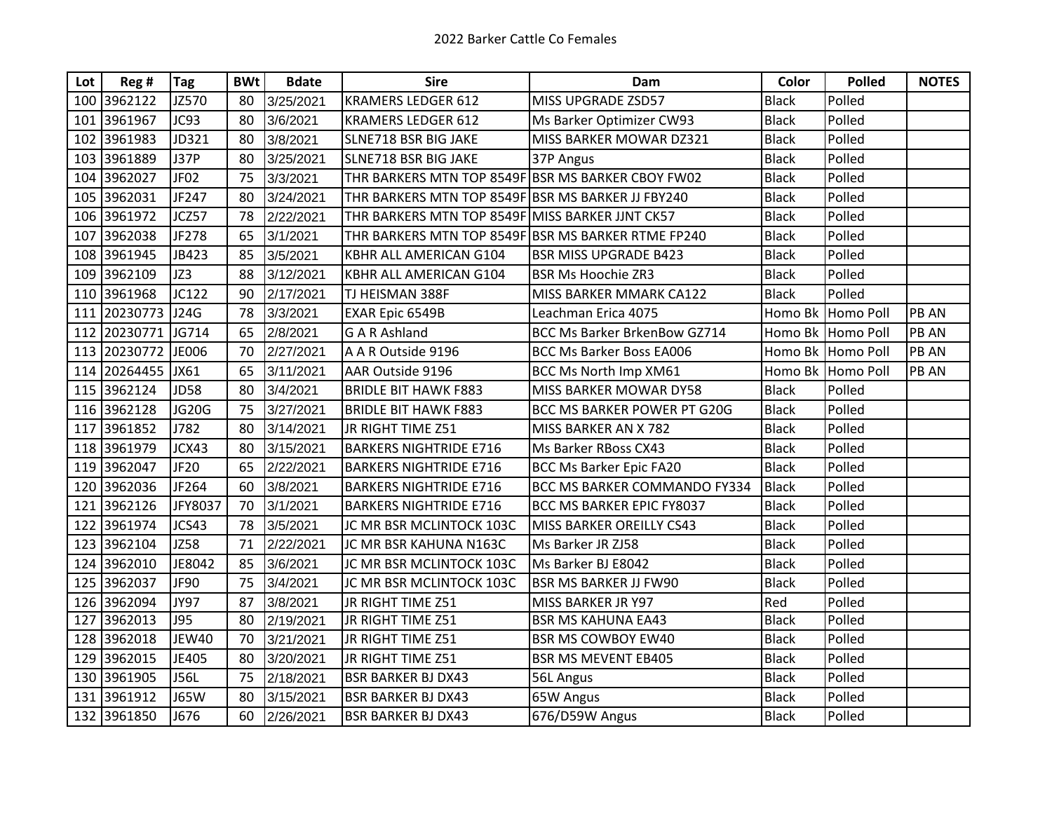# 2022 Barker Cattle Co Females

| Lot | Reg # | Tag | BWt | Bdate | Sire | Dam | Color | Polled | NOTES |
|---|---|---|---|---|---|---|---|---|---|
| 100 | 3962122 | JZ570 | 80 | 3/25/2021 | KRAMERS LEDGER 612 | MISS UPGRADE ZSD57 | Black | Polled | |
| 101 | 3961967 | JC93 | 80 | 3/6/2021 | KRAMERS LEDGER 612 | Ms Barker Optimizer CW93 | Black | Polled | |
| 102 | 3961983 | JD321 | 80 | 3/8/2021 | SLNE718 BSR BIG JAKE | MISS BARKER MOWAR DZ321 | Black | Polled | |
| 103 | 3961889 | J37P | 80 | 3/25/2021 | SLNE718 BSR BIG JAKE | 37P Angus | Black | Polled | |
| 104 | 3962027 | JF02 | 75 | 3/3/2021 | THR BARKERS MTN TOP 8549F | BSR MS BARKER CBOY FW02 | Black | Polled | |
| 105 | 3962031 | JF247 | 80 | 3/24/2021 | THR BARKERS MTN TOP 8549F | BSR MS BARKER JJ FBY240 | Black | Polled | |
| 106 | 3961972 | JCZ57 | 78 | 2/22/2021 | THR BARKERS MTN TOP 8549F | MISS BARKER JJNT CK57 | Black | Polled | |
| 107 | 3962038 | JF278 | 65 | 3/1/2021 | THR BARKERS MTN TOP 8549F | BSR MS BARKER RTME FP240 | Black | Polled | |
| 108 | 3961945 | JB423 | 85 | 3/5/2021 | KBHR ALL AMERICAN G104 | BSR MISS UPGRADE B423 | Black | Polled | |
| 109 | 3962109 | JZ3 | 88 | 3/12/2021 | KBHR ALL AMERICAN G104 | BSR Ms Hoochie ZR3 | Black | Polled | |
| 110 | 3961968 | JC122 | 90 | 2/17/2021 | TJ HEISMAN 388F | MISS BARKER MMARK CA122 | Black | Polled | |
| 111 | 20230773 | J24G | 78 | 3/3/2021 | EXAR Epic 6549B | Leachman Erica 4075 | Homo Bk | Homo Poll | PB AN |
| 112 | 20230771 | JG714 | 65 | 2/8/2021 | G A R Ashland | BCC Ms Barker BrkenBow GZ714 | Homo Bk | Homo Poll | PB AN |
| 113 | 20230772 | JE006 | 70 | 2/27/2021 | A A R Outside 9196 | BCC Ms Barker Boss EA006 | Homo Bk | Homo Poll | PB AN |
| 114 | 20264455 | JX61 | 65 | 3/11/2021 | AAR Outside 9196 | BCC Ms North Imp XM61 | Homo Bk | Homo Poll | PB AN |
| 115 | 3962124 | JD58 | 80 | 3/4/2021 | BRIDLE BIT HAWK F883 | MISS BARKER MOWAR DY58 | Black | Polled | |
| 116 | 3962128 | JG20G | 75 | 3/27/2021 | BRIDLE BIT HAWK F883 | BCC MS BARKER POWER PT G20G | Black | Polled | |
| 117 | 3961852 | J782 | 80 | 3/14/2021 | JR RIGHT TIME Z51 | MISS BARKER AN X 782 | Black | Polled | |
| 118 | 3961979 | JCX43 | 80 | 3/15/2021 | BARKERS NIGHTRIDE E716 | Ms Barker RBoss CX43 | Black | Polled | |
| 119 | 3962047 | JF20 | 65 | 2/22/2021 | BARKERS NIGHTRIDE E716 | BCC Ms Barker Epic FA20 | Black | Polled | |
| 120 | 3962036 | JF264 | 60 | 3/8/2021 | BARKERS NIGHTRIDE E716 | BCC MS BARKER COMMANDO FY334 | Black | Polled | |
| 121 | 3962126 | JFY8037 | 70 | 3/1/2021 | BARKERS NIGHTRIDE E716 | BCC MS BARKER EPIC FY8037 | Black | Polled | |
| 122 | 3961974 | JCS43 | 78 | 3/5/2021 | JC MR BSR MCLINTOCK 103C | MISS BARKER OREILLY CS43 | Black | Polled | |
| 123 | 3962104 | JZ58 | 71 | 2/22/2021 | JC MR BSR KAHUNA N163C | Ms Barker JR ZJ58 | Black | Polled | |
| 124 | 3962010 | JE8042 | 85 | 3/6/2021 | JC MR BSR MCLINTOCK 103C | Ms Barker BJ E8042 | Black | Polled | |
| 125 | 3962037 | JF90 | 75 | 3/4/2021 | JC MR BSR MCLINTOCK 103C | BSR MS BARKER JJ FW90 | Black | Polled | |
| 126 | 3962094 | JY97 | 87 | 3/8/2021 | JR RIGHT TIME Z51 | MISS BARKER JR Y97 | Red | Polled | |
| 127 | 3962013 | J95 | 80 | 2/19/2021 | JR RIGHT TIME Z51 | BSR MS KAHUNA EA43 | Black | Polled | |
| 128 | 3962018 | JEW40 | 70 | 3/21/2021 | JR RIGHT TIME Z51 | BSR MS COWBOY EW40 | Black | Polled | |
| 129 | 3962015 | JE405 | 80 | 3/20/2021 | JR RIGHT TIME Z51 | BSR MS MEVENT EB405 | Black | Polled | |
| 130 | 3961905 | J56L | 75 | 2/18/2021 | BSR BARKER BJ DX43 | 56L Angus | Black | Polled | |
| 131 | 3961912 | J65W | 80 | 3/15/2021 | BSR BARKER BJ DX43 | 65W Angus | Black | Polled | |
| 132 | 3961850 | J676 | 60 | 2/26/2021 | BSR BARKER BJ DX43 | 676/D59W Angus | Black | Polled | |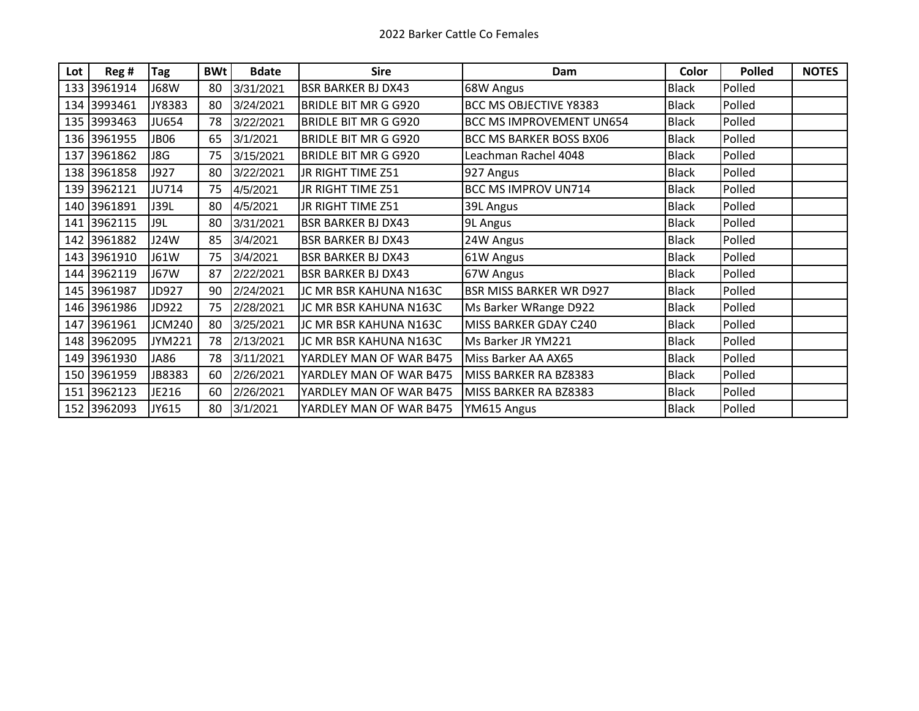2022 Barker Cattle Co Females

| Lot | Reg # | Tag | BWt | Bdate | Sire | Dam | Color | Polled | NOTES |
|---|---|---|---|---|---|---|---|---|---|
| 133 | 3961914 | J68W | 80 | 3/31/2021 | BSR BARKER BJ DX43 | 68W Angus | Black | Polled | |
| 134 | 3993461 | JY8383 | 80 | 3/24/2021 | BRIDLE BIT MR G G920 | BCC MS OBJECTIVE Y8383 | Black | Polled | |
| 135 | 3993463 | JU654 | 78 | 3/22/2021 | BRIDLE BIT MR G G920 | BCC MS IMPROVEMENT UN654 | Black | Polled | |
| 136 | 3961955 | JB06 | 65 | 3/1/2021 | BRIDLE BIT MR G G920 | BCC MS BARKER BOSS BX06 | Black | Polled | |
| 137 | 3961862 | J8G | 75 | 3/15/2021 | BRIDLE BIT MR G G920 | Leachman Rachel 4048 | Black | Polled | |
| 138 | 3961858 | J927 | 80 | 3/22/2021 | JR RIGHT TIME Z51 | 927 Angus | Black | Polled | |
| 139 | 3962121 | JU714 | 75 | 4/5/2021 | JR RIGHT TIME Z51 | BCC MS IMPROV UN714 | Black | Polled | |
| 140 | 3961891 | J39L | 80 | 4/5/2021 | JR RIGHT TIME Z51 | 39L Angus | Black | Polled | |
| 141 | 3962115 | J9L | 80 | 3/31/2021 | BSR BARKER BJ DX43 | 9L Angus | Black | Polled | |
| 142 | 3961882 | J24W | 85 | 3/4/2021 | BSR BARKER BJ DX43 | 24W Angus | Black | Polled | |
| 143 | 3961910 | J61W | 75 | 3/4/2021 | BSR BARKER BJ DX43 | 61W Angus | Black | Polled | |
| 144 | 3962119 | J67W | 87 | 2/22/2021 | BSR BARKER BJ DX43 | 67W Angus | Black | Polled | |
| 145 | 3961987 | JD927 | 90 | 2/24/2021 | JC MR BSR KAHUNA N163C | BSR MISS BARKER WR D927 | Black | Polled | |
| 146 | 3961986 | JD922 | 75 | 2/28/2021 | JC MR BSR KAHUNA N163C | Ms Barker WRange D922 | Black | Polled | |
| 147 | 3961961 | JCM240 | 80 | 3/25/2021 | JC MR BSR KAHUNA N163C | MISS BARKER GDAY C240 | Black | Polled | |
| 148 | 3962095 | JYM221 | 78 | 2/13/2021 | JC MR BSR KAHUNA N163C | Ms Barker JR YM221 | Black | Polled | |
| 149 | 3961930 | JA86 | 78 | 3/11/2021 | YARDLEY MAN OF WAR B475 | Miss Barker AA AX65 | Black | Polled | |
| 150 | 3961959 | JB8383 | 60 | 2/26/2021 | YARDLEY MAN OF WAR B475 | MISS BARKER RA BZ8383 | Black | Polled | |
| 151 | 3962123 | JE216 | 60 | 2/26/2021 | YARDLEY MAN OF WAR B475 | MISS BARKER RA BZ8383 | Black | Polled | |
| 152 | 3962093 | JY615 | 80 | 3/1/2021 | YARDLEY MAN OF WAR B475 | YM615 Angus | Black | Polled | |